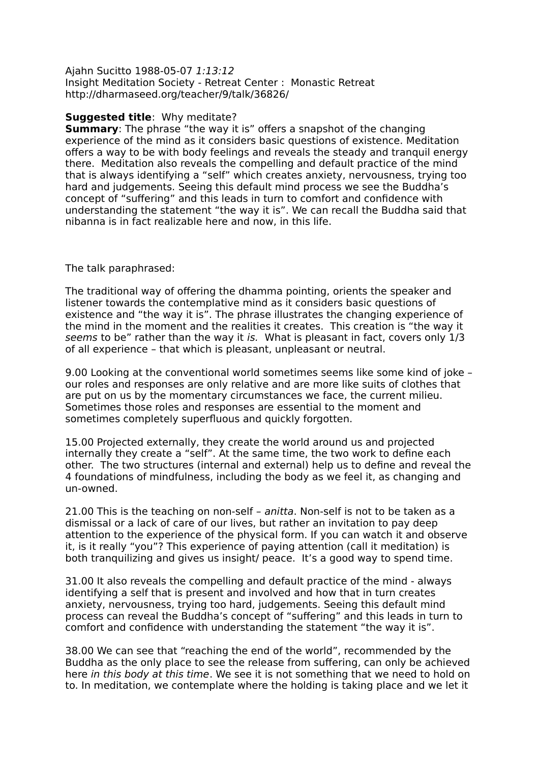Ajahn Sucitto 1988-05-07 *1:13:12*
Insight Meditation Society - Retreat Center : Monastic Retreat
http://dharmaseed.org/teacher/9/talk/36826/

**Suggested title**: Why meditate?
**Summary**: The phrase "the way it is" offers a snapshot of the changing experience of the mind as it considers basic questions of existence. Meditation offers a way to be with body feelings and reveals the steady and tranquil energy there. Meditation also reveals the compelling and default practice of the mind that is always identifying a "self" which creates anxiety, nervousness, trying too hard and judgements. Seeing this default mind process we see the Buddha's concept of "suffering" and this leads in turn to comfort and confidence with understanding the statement "the way it is". We can recall the Buddha said that nibanna is in fact realizable here and now, in this life.

The talk paraphrased:

The traditional way of offering the dhamma pointing, orients the speaker and listener towards the contemplative mind as it considers basic questions of existence and "the way it is". The phrase illustrates the changing experience of the mind in the moment and the realities it creates. This creation is "the way it *seems* to be" rather than the way it *is.* What is pleasant in fact, covers only 1/3 of all experience – that which is pleasant, unpleasant or neutral.

9.00 Looking at the conventional world sometimes seems like some kind of joke – our roles and responses are only relative and are more like suits of clothes that are put on us by the momentary circumstances we face, the current milieu. Sometimes those roles and responses are essential to the moment and sometimes completely superfluous and quickly forgotten.

15.00 Projected externally, they create the world around us and projected internally they create a "self". At the same time, the two work to define each other. The two structures (internal and external) help us to define and reveal the 4 foundations of mindfulness, including the body as we feel it, as changing and un-owned.

21.00 This is the teaching on non-self – *anitta*. Non-self is not to be taken as a dismissal or a lack of care of our lives, but rather an invitation to pay deep attention to the experience of the physical form. If you can watch it and observe it, is it really "you"? This experience of paying attention (call it meditation) is both tranquilizing and gives us insight/ peace. It's a good way to spend time.

31.00 It also reveals the compelling and default practice of the mind - always identifying a self that is present and involved and how that in turn creates anxiety, nervousness, trying too hard, judgements. Seeing this default mind process can reveal the Buddha's concept of "suffering" and this leads in turn to comfort and confidence with understanding the statement "the way it is".

38.00 We can see that "reaching the end of the world", recommended by the Buddha as the only place to see the release from suffering, can only be achieved here *in this body at this time*. We see it is not something that we need to hold on to. In meditation, we contemplate where the holding is taking place and we let it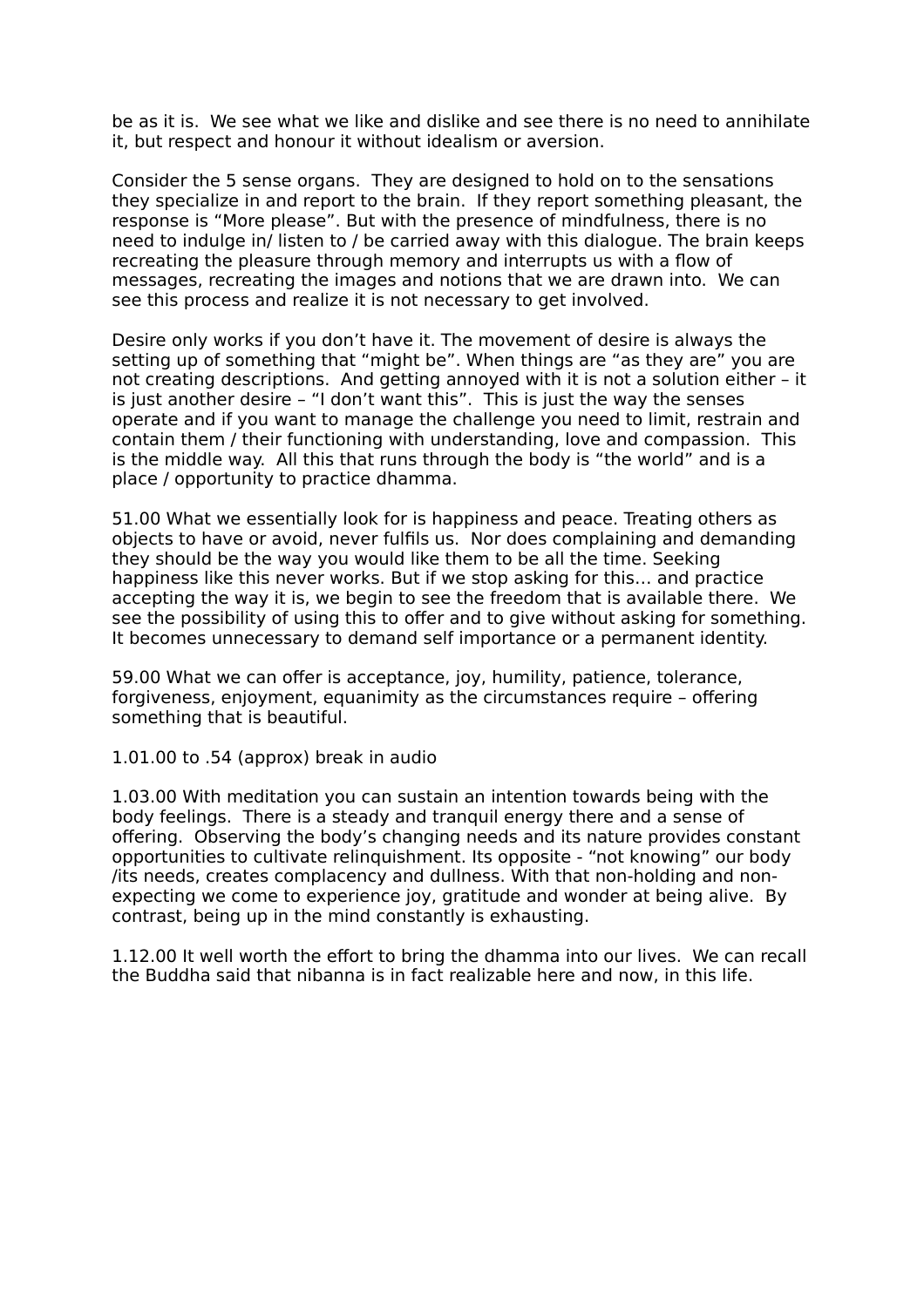be as it is.  We see what we like and dislike and see there is no need to annihilate it, but respect and honour it without idealism or aversion.

Consider the 5 sense organs.  They are designed to hold on to the sensations they specialize in and report to the brain.  If they report something pleasant, the response is "More please". But with the presence of mindfulness, there is no need to indulge in/ listen to / be carried away with this dialogue. The brain keeps recreating the pleasure through memory and interrupts us with a flow of messages, recreating the images and notions that we are drawn into.  We can see this process and realize it is not necessary to get involved.

Desire only works if you don't have it. The movement of desire is always the setting up of something that "might be". When things are "as they are" you are not creating descriptions.  And getting annoyed with it is not a solution either – it is just another desire – "I don't want this".  This is just the way the senses operate and if you want to manage the challenge you need to limit, restrain and contain them / their functioning with understanding, love and compassion.  This is the middle way.  All this that runs through the body is "the world" and is a place / opportunity to practice dhamma.

51.00 What we essentially look for is happiness and peace. Treating others as objects to have or avoid, never fulfils us.  Nor does complaining and demanding they should be the way you would like them to be all the time. Seeking happiness like this never works. But if we stop asking for this… and practice accepting the way it is, we begin to see the freedom that is available there.  We see the possibility of using this to offer and to give without asking for something. It becomes unnecessary to demand self importance or a permanent identity.

59.00 What we can offer is acceptance, joy, humility, patience, tolerance, forgiveness, enjoyment, equanimity as the circumstances require – offering something that is beautiful.

1.01.00 to .54 (approx) break in audio

1.03.00 With meditation you can sustain an intention towards being with the body feelings.  There is a steady and tranquil energy there and a sense of offering.  Observing the body's changing needs and its nature provides constant opportunities to cultivate relinquishment. Its opposite - "not knowing" our body /its needs, creates complacency and dullness. With that non-holding and non-expecting we come to experience joy, gratitude and wonder at being alive.  By contrast, being up in the mind constantly is exhausting.

1.12.00 It well worth the effort to bring the dhamma into our lives.  We can recall the Buddha said that nibanna is in fact realizable here and now, in this life.